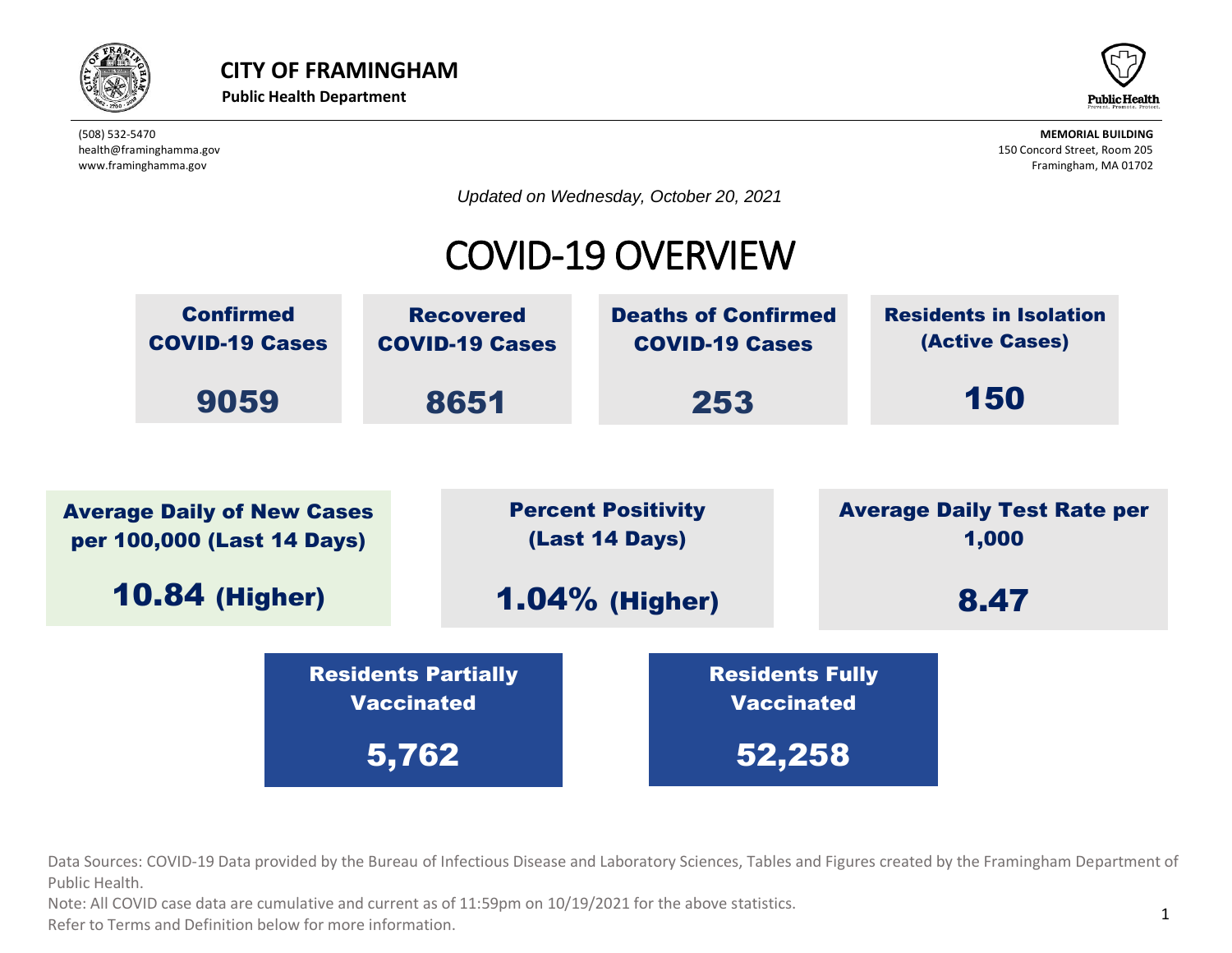# CITY OF FRAMINGHAM

**Public Health Department**

(508) 532-5470
health@framinghamma.gov
www.framinghamma.gov

**MEMORIAL BUILDING**
150 Concord Street, Room 205
Framingham, MA 01702

*Updated on Wednesday, October 20, 2021*

## COVID-19 OVERVIEW

| Confirmed COVID-19 Cases | Recovered COVID-19 Cases | Deaths of Confirmed COVID-19 Cases | Residents in Isolation (Active Cases) |
|---|---|---|---|
| 9059 | 8651 | 253 | 150 |

| Average Daily of New Cases per 100,000 (Last 14 Days) | Percent Positivity (Last 14 Days) | Average Daily Test Rate per 1,000 |
|---|---|---|
| 10.84 (Higher) | 1.04% (Higher) | 8.47 |

| Residents Partially Vaccinated | Residents Fully Vaccinated |
|---|---|
| 5,762 | 52,258 |

Data Sources: COVID-19 Data provided by the Bureau of Infectious Disease and Laboratory Sciences, Tables and Figures created by the Framingham Department of Public Health.

Note: All COVID case data are cumulative and current as of 11:59pm on 10/19/2021 for the above statistics.

Refer to Terms and Definition below for more information.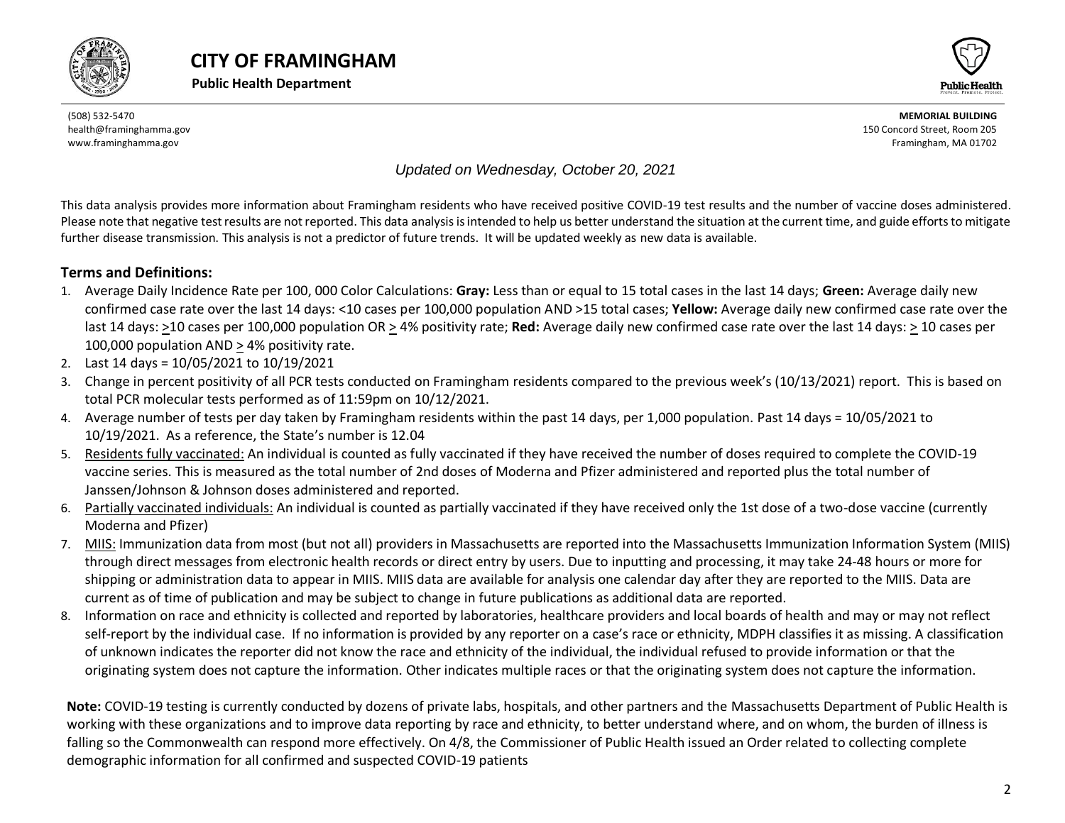# CITY OF FRAMINGHAM

**Public Health Department**

(508) 532-5470
health@framinghamma.gov
www.framinghamma.gov

**MEMORIAL BUILDING**
150 Concord Street, Room 205
Framingham, MA 01702

*Updated on Wednesday, October 20, 2021*

This data analysis provides more information about Framingham residents who have received positive COVID-19 test results and the number of vaccine doses administered. Please note that negative test results are not reported. This data analysis is intended to help us better understand the situation at the current time, and guide efforts to mitigate further disease transmission. This analysis is not a predictor of future trends. It will be updated weekly as new data is available.

## Terms and Definitions:

1. Average Daily Incidence Rate per 100, 000 Color Calculations: **Gray:** Less than or equal to 15 total cases in the last 14 days; **Green:** Average daily new confirmed case rate over the last 14 days: <10 cases per 100,000 population AND >15 total cases; **Yellow:** Average daily new confirmed case rate over the last 14 days: ≥10 cases per 100,000 population OR ≥ 4% positivity rate; **Red:** Average daily new confirmed case rate over the last 14 days: ≥ 10 cases per 100,000 population AND ≥ 4% positivity rate.
2. Last 14 days = 10/05/2021 to 10/19/2021
3. Change in percent positivity of all PCR tests conducted on Framingham residents compared to the previous week's (10/13/2021) report. This is based on total PCR molecular tests performed as of 11:59pm on 10/12/2021.
4. Average number of tests per day taken by Framingham residents within the past 14 days, per 1,000 population. Past 14 days = 10/05/2021 to 10/19/2021. As a reference, the State's number is 12.04
5. Residents fully vaccinated: An individual is counted as fully vaccinated if they have received the number of doses required to complete the COVID-19 vaccine series. This is measured as the total number of 2nd doses of Moderna and Pfizer administered and reported plus the total number of Janssen/Johnson & Johnson doses administered and reported.
6. Partially vaccinated individuals: An individual is counted as partially vaccinated if they have received only the 1st dose of a two-dose vaccine (currently Moderna and Pfizer)
7. MIIS: Immunization data from most (but not all) providers in Massachusetts are reported into the Massachusetts Immunization Information System (MIIS) through direct messages from electronic health records or direct entry by users. Due to inputting and processing, it may take 24-48 hours or more for shipping or administration data to appear in MIIS. MIIS data are available for analysis one calendar day after they are reported to the MIIS. Data are current as of time of publication and may be subject to change in future publications as additional data are reported.
8. Information on race and ethnicity is collected and reported by laboratories, healthcare providers and local boards of health and may or may not reflect self-report by the individual case. If no information is provided by any reporter on a case's race or ethnicity, MDPH classifies it as missing. A classification of unknown indicates the reporter did not know the race and ethnicity of the individual, the individual refused to provide information or that the originating system does not capture the information. Other indicates multiple races or that the originating system does not capture the information.

**Note:** COVID-19 testing is currently conducted by dozens of private labs, hospitals, and other partners and the Massachusetts Department of Public Health is working with these organizations and to improve data reporting by race and ethnicity, to better understand where, and on whom, the burden of illness is falling so the Commonwealth can respond more effectively. On 4/8, the Commissioner of Public Health issued an Order related to collecting complete demographic information for all confirmed and suspected COVID-19 patients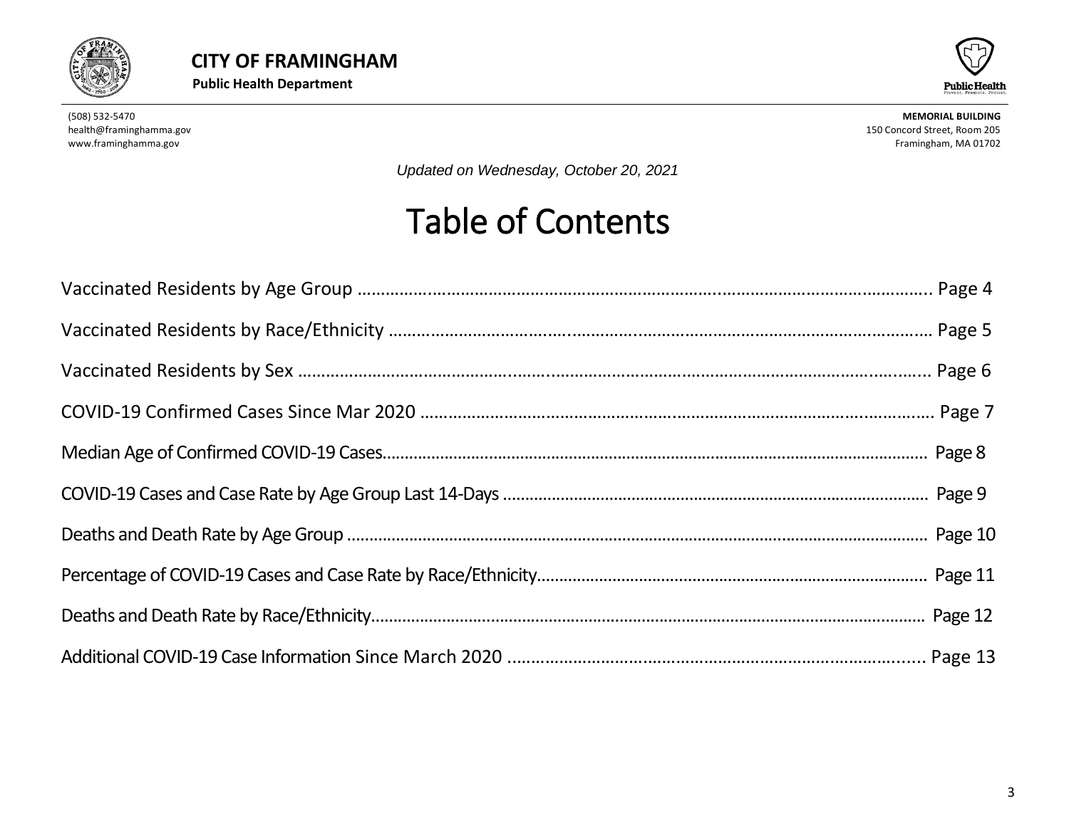**CITY OF FRAMINGHAM**

**Public Health Department**

(508) 532-5470
health@framinghamma.gov
www.framinghamma.gov

**MEMORIAL BUILDING**
150 Concord Street, Room 205
Framingham, MA 01702

*Updated on Wednesday, October 20, 2021*

# Table of Contents

Vaccinated Residents by Age Group ............................................................ Page 4

Vaccinated Residents by Race/Ethnicity ............................................................ Page 5

Vaccinated Residents by Sex ............................................................ Page 6

COVID-19 Confirmed Cases Since Mar 2020 ............................................................ Page 7

Median Age of Confirmed COVID-19 Cases............................................................ Page 8

COVID-19 Cases and Case Rate by Age Group Last 14-Days ............................................................ Page 9

Deaths and Death Rate by Age Group ............................................................ Page 10

Percentage of COVID-19 Cases and Case Rate by Race/Ethnicity............................................................ Page 11

Deaths and Death Rate by Race/Ethnicity............................................................ Page 12

Additional COVID-19 Case Information Since March 2020 ............................................................ Page 13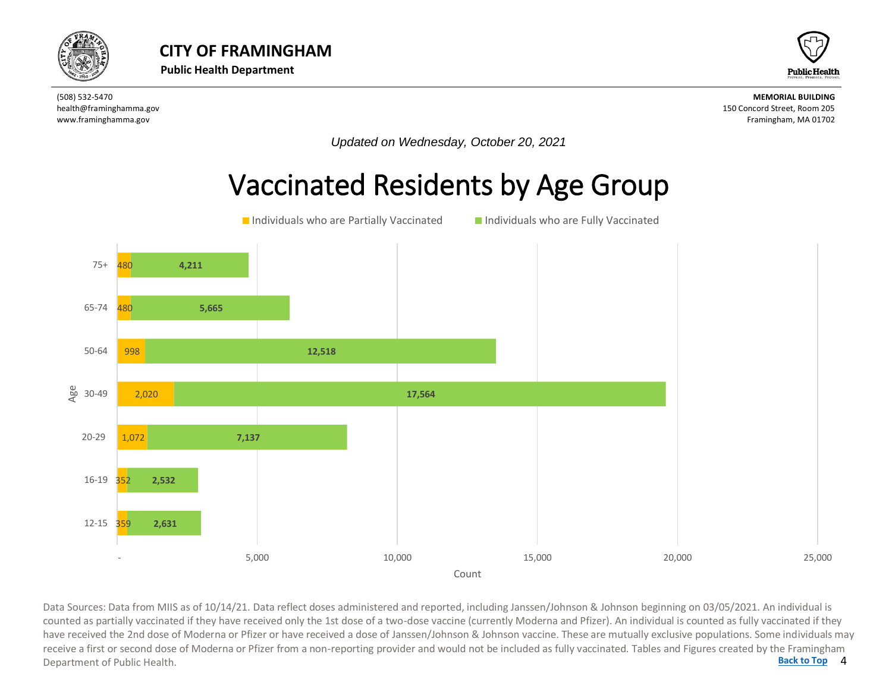# CITY OF FRAMINGHAM

**Public Health Department**

(508) 532-5470
health@framinghamma.gov
www.framinghamma.gov

**MEMORIAL BUILDING**
150 Concord Street, Room 205
Framingham, MA 01702

*Updated on Wednesday, October 20, 2021*

## Vaccinated Residents by Age Group

| Age | Individuals who are Partially Vaccinated | Individuals who are Fully Vaccinated |
|---|---|---|
| 75+ | 480 | 4,211 |
| 65-74 | 480 | 5,665 |
| 50-64 | 998 | 12,518 |
| 30-49 | 2,020 | 17,564 |
| 20-29 | 1,072 | 7,137 |
| 16-19 | 352 | 2,532 |
| 12-15 | 359 | 2,631 |

Data Sources: Data from MIIS as of 10/14/21. Data reflect doses administered and reported, including Janssen/Johnson & Johnson beginning on 03/05/2021. An individual is counted as partially vaccinated if they have received only the 1st dose of a two-dose vaccine (currently Moderna and Pfizer). An individual is counted as fully vaccinated if they have received the 2nd dose of Moderna or Pfizer or have received a dose of Janssen/Johnson & Johnson vaccine. These are mutually exclusive populations. Some individuals may receive a first or second dose of Moderna or Pfizer from a non-reporting provider and would not be included as fully vaccinated. Tables and Figures created by the Framingham Department of Public Health.

Back to Top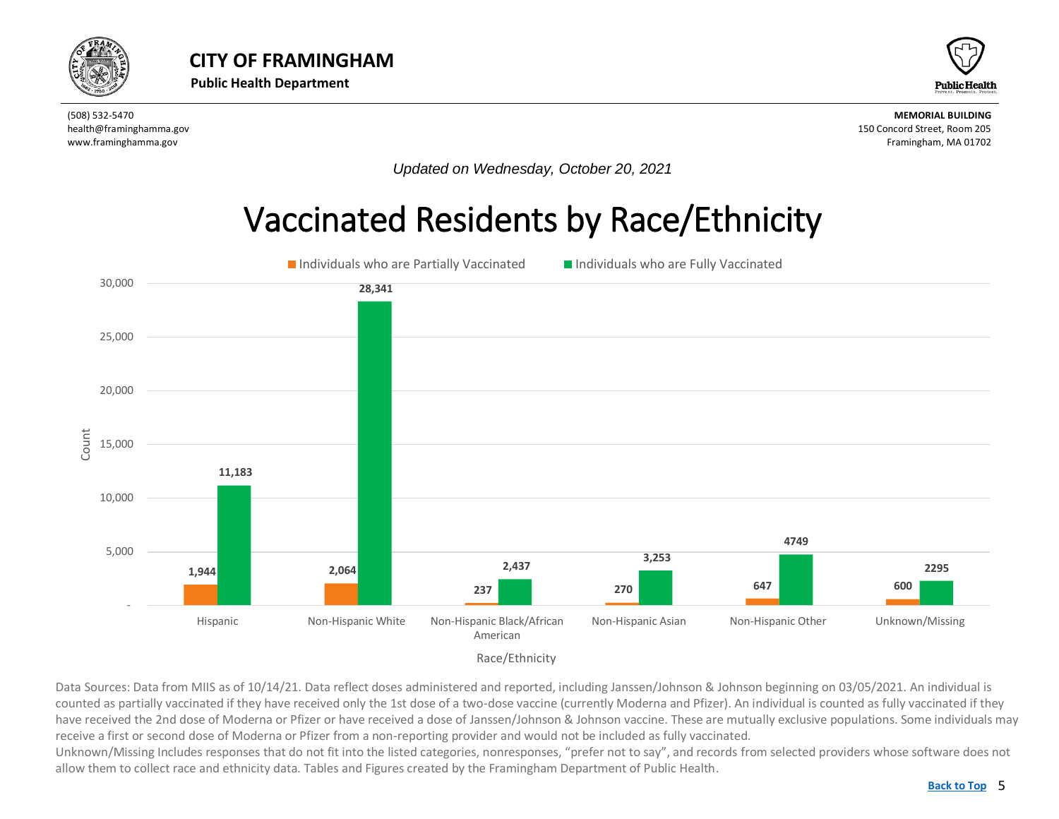# CITY OF FRAMINGHAM

**Public Health Department**

(508) 532-5470
health@framinghamma.gov
www.framinghamma.gov

**MEMORIAL BUILDING**
150 Concord Street, Room 205
Framingham, MA 01702

*Updated on Wednesday, October 20, 2021*

## Vaccinated Residents by Race/Ethnicity

| Race/Ethnicity | Individuals who are Partially Vaccinated | Individuals who are Fully Vaccinated |
| --- | --- | --- |
| Hispanic | 1,944 | 11,183 |
| Non-Hispanic White | 2,064 | 28,341 |
| Non-Hispanic Black/African American | 237 | 2,437 |
| Non-Hispanic Asian | 270 | 3,253 |
| Non-Hispanic Other | 647 | 4749 |
| Unknown/Missing | 600 | 2295 |

Data Sources: Data from MIIS as of 10/14/21. Data reflect doses administered and reported, including Janssen/Johnson & Johnson beginning on 03/05/2021. An individual is counted as partially vaccinated if they have received only the 1st dose of a two-dose vaccine (currently Moderna and Pfizer). An individual is counted as fully vaccinated if they have received the 2nd dose of Moderna or Pfizer or have received a dose of Janssen/Johnson & Johnson vaccine. These are mutually exclusive populations. Some individuals may receive a first or second dose of Moderna or Pfizer from a non-reporting provider and would not be included as fully vaccinated.

Unknown/Missing Includes responses that do not fit into the listed categories, nonresponses, "prefer not to say", and records from selected providers whose software does not allow them to collect race and ethnicity data. Tables and Figures created by the Framingham Department of Public Health.

Back to Top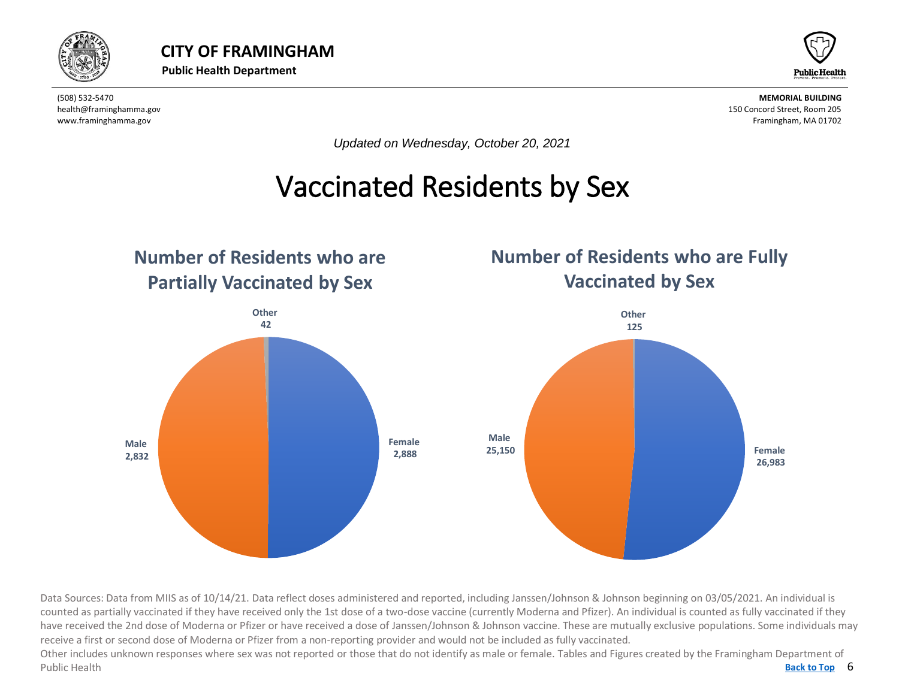**CITY OF FRAMINGHAM**

**Public Health Department**

(508) 532-5470
health@framinghamma.gov
www.framinghamma.gov

**MEMORIAL BUILDING**
150 Concord Street, Room 205
Framingham, MA 01702

*Updated on Wednesday, October 20, 2021*

# Vaccinated Residents by Sex

## Number of Residents who are Partially Vaccinated by Sex

| Sex | Number |
|---|---|
| Female | 2,888 |
| Male | 2,832 |
| Other | 42 |

## Number of Residents who are Fully Vaccinated by Sex

| Sex | Number |
|---|---|
| Female | 26,983 |
| Male | 25,150 |
| Other | 125 |

Data Sources: Data from MIIS as of 10/14/21. Data reflect doses administered and reported, including Janssen/Johnson & Johnson beginning on 03/05/2021. An individual is counted as partially vaccinated if they have received only the 1st dose of a two-dose vaccine (currently Moderna and Pfizer). An individual is counted as fully vaccinated if they have received the 2nd dose of Moderna or Pfizer or have received a dose of Janssen/Johnson & Johnson vaccine. These are mutually exclusive populations. Some individuals may receive a first or second dose of Moderna or Pfizer from a non-reporting provider and would not be included as fully vaccinated.
Other includes unknown responses where sex was not reported or those that do not identify as male or female. Tables and Figures created by the Framingham Department of Public Health

Back to Top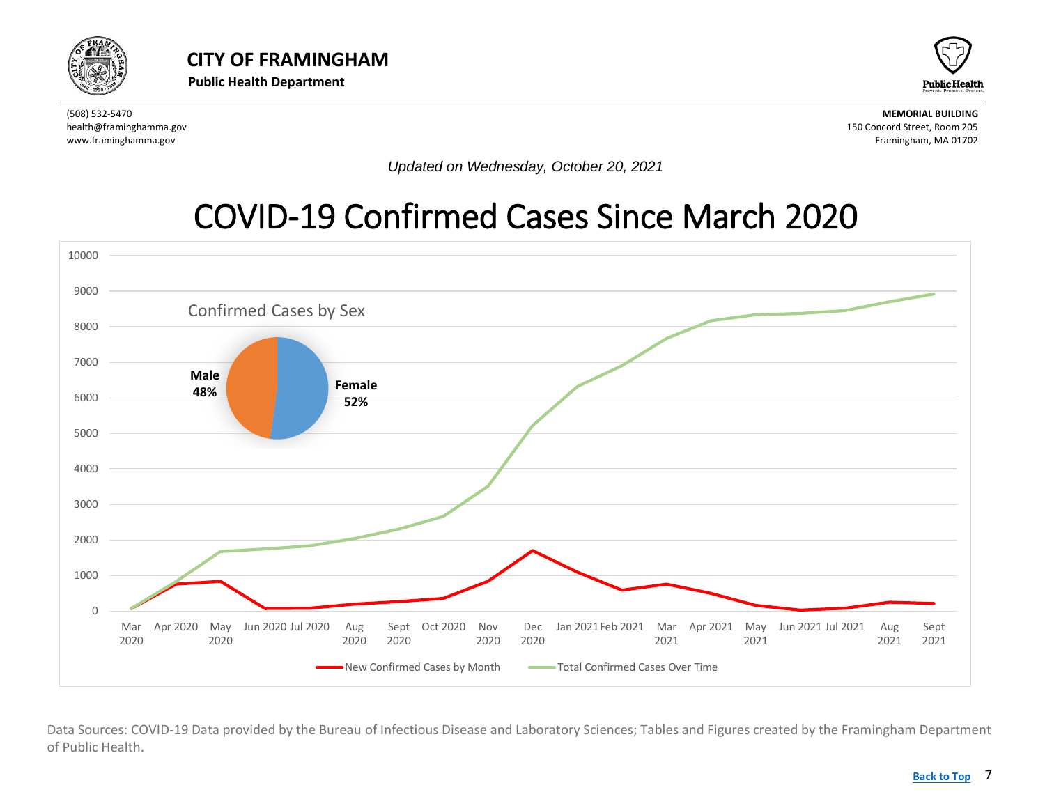# CITY OF FRAMINGHAM

**Public Health Department**

(508) 532-5470
health@framinghamma.gov
www.framinghamma.gov

**MEMORIAL BUILDING**
150 Concord Street, Room 205
Framingham, MA 01702

*Updated on Wednesday, October 20, 2021*

# COVID-19 Confirmed Cases Since March 2020

Confirmed Cases by Sex

**Male 48%**

**Female 52%**

New Confirmed Cases by Month — Total Confirmed Cases Over Time

Data Sources: COVID-19 Data provided by the Bureau of Infectious Disease and Laboratory Sciences; Tables and Figures created by the Framingham Department of Public Health.

**Back to Top**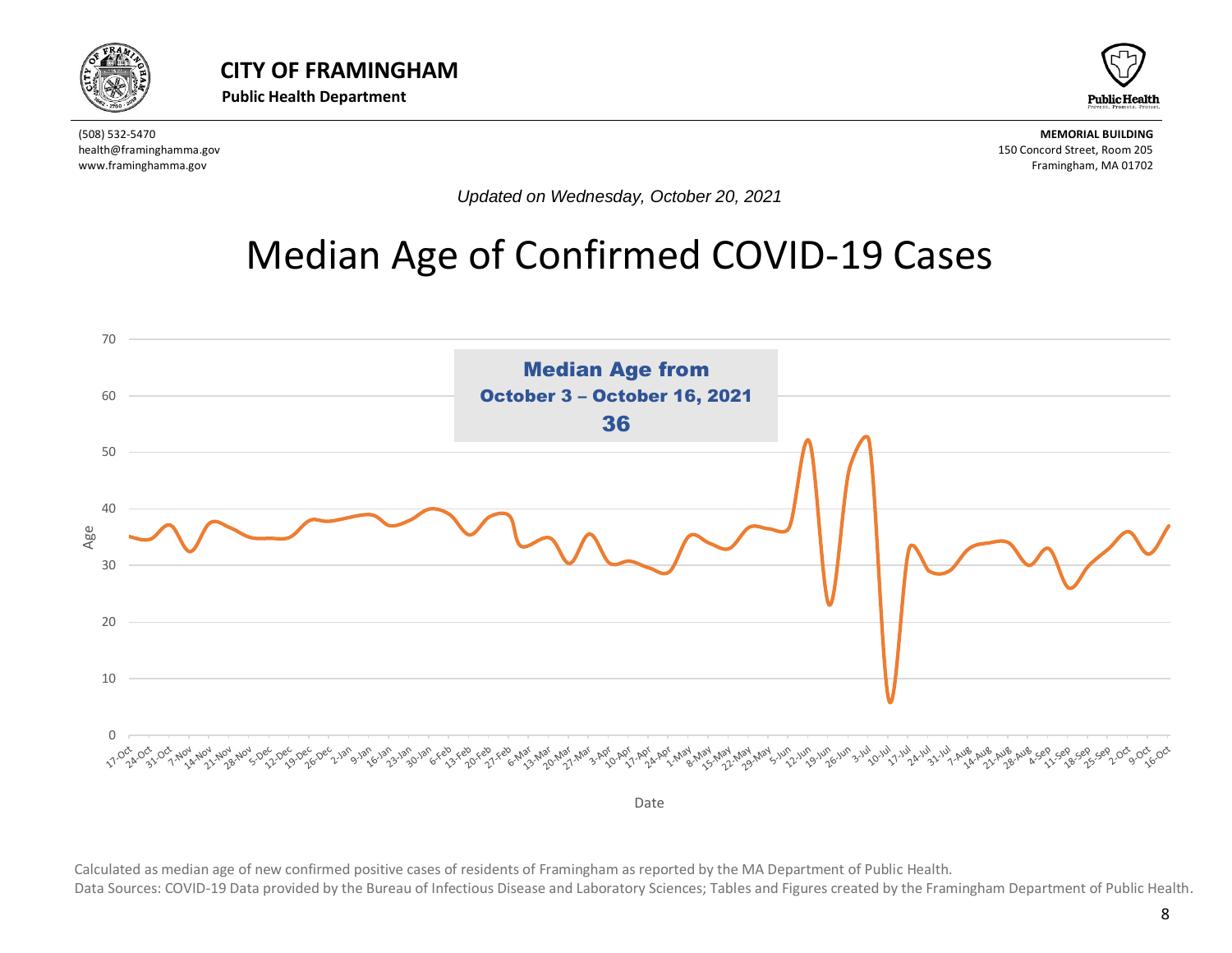# CITY OF FRAMINGHAM

**Public Health Department**

(508) 532-5470
health@framinghamma.gov
www.framinghamma.gov

**MEMORIAL BUILDING**
150 Concord Street, Room 205
Framingham, MA 01702

*Updated on Wednesday, October 20, 2021*

## Median Age of Confirmed COVID-19 Cases

**Median Age from October 3 – October 16, 2021**

**36**

Calculated as median age of new confirmed positive cases of residents of Framingham as reported by the MA Department of Public Health.

Data Sources: COVID-19 Data provided by the Bureau of Infectious Disease and Laboratory Sciences; Tables and Figures created by the Framingham Department of Public Health.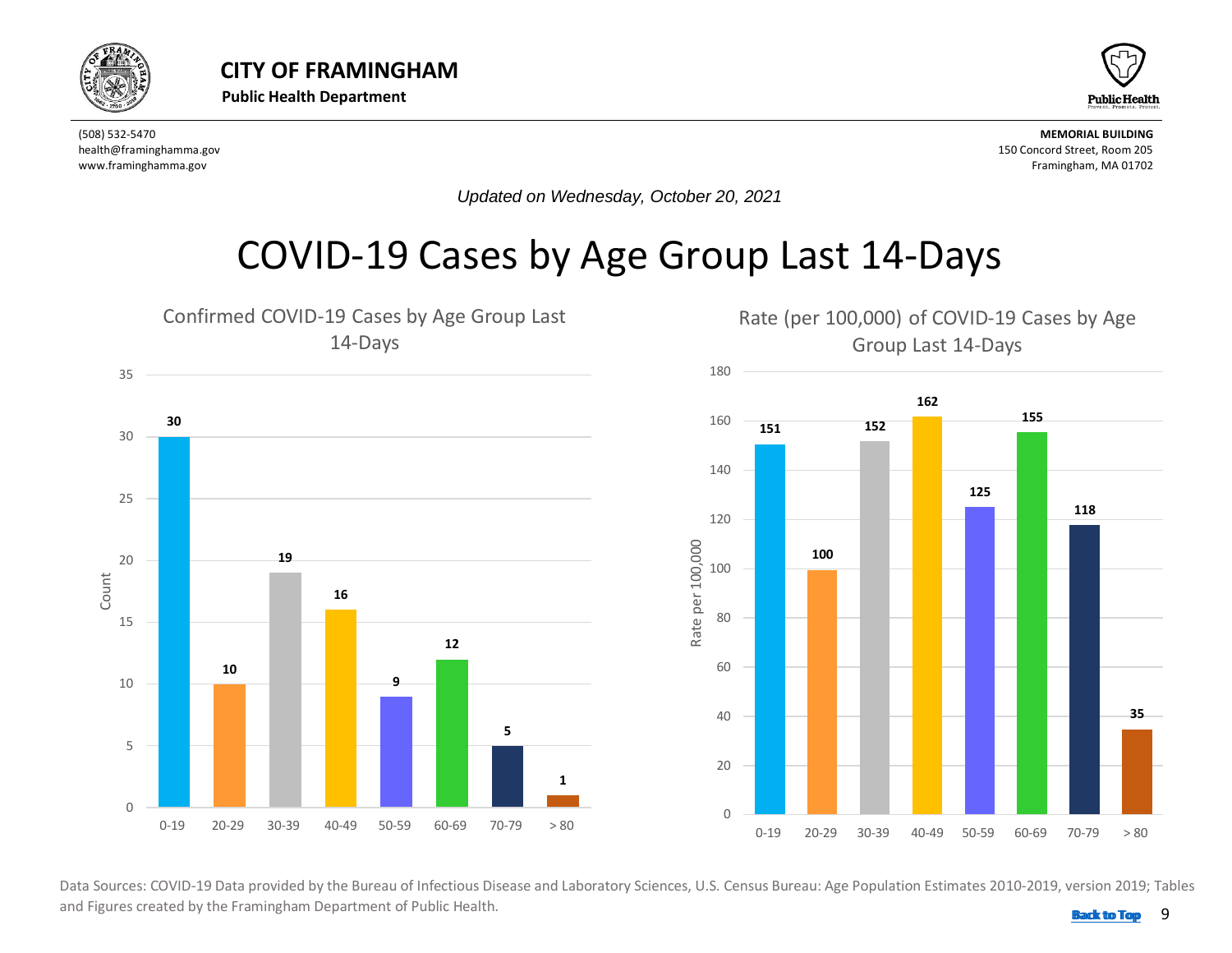**CITY OF FRAMINGHAM**
**Public Health Department**

(508) 532-5470
health@framinghamma.gov
www.framinghamma.gov

**MEMORIAL BUILDING**
150 Concord Street, Room 205
Framingham, MA 01702

*Updated on Wednesday, October 20, 2021*

# COVID-19 Cases by Age Group Last 14-Days

## Confirmed COVID-19 Cases by Age Group Last 14-Days

| Age Group | Count |
|---|---|
| 0-19 | 30 |
| 20-29 | 10 |
| 30-39 | 19 |
| 40-49 | 16 |
| 50-59 | 9 |
| 60-69 | 12 |
| 70-79 | 5 |
| > 80 | 1 |

## Rate (per 100,000) of COVID-19 Cases by Age Group Last 14-Days

| Age Group | Rate per 100,000 |
|---|---|
| 0-19 | 151 |
| 20-29 | 100 |
| 30-39 | 152 |
| 40-49 | 162 |
| 50-59 | 125 |
| 60-69 | 155 |
| 70-79 | 118 |
| > 80 | 35 |

Data Sources: COVID-19 Data provided by the Bureau of Infectious Disease and Laboratory Sciences, U.S. Census Bureau: Age Population Estimates 2010-2019, version 2019; Tables and Figures created by the Framingham Department of Public Health.

Back to Top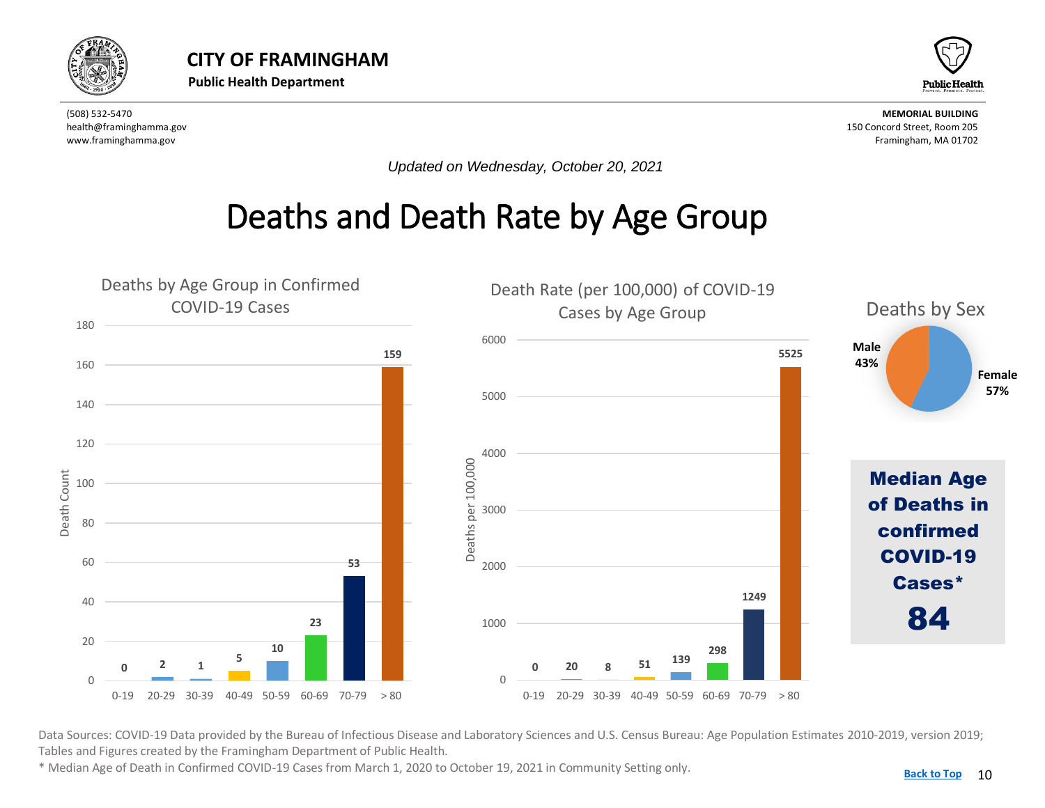# CITY OF FRAMINGHAM

**Public Health Department**

(508) 532-5470
health@framinghamma.gov
www.framinghamma.gov

**MEMORIAL BUILDING**
150 Concord Street, Room 205
Framingham, MA 01702

*Updated on Wednesday, October 20, 2021*

# Deaths and Death Rate by Age Group

### Deaths by Age Group in Confirmed COVID-19 Cases

| Age Group | Death Count |
|---|---|
| 0-19 | 0 |
| 20-29 | 2 |
| 30-39 | 1 |
| 40-49 | 5 |
| 50-59 | 10 |
| 60-69 | 23 |
| 70-79 | 53 |
| > 80 | 159 |

### Death Rate (per 100,000) of COVID-19 Cases by Age Group

| Age Group | Deaths per 100,000 |
|---|---|
| 0-19 | 0 |
| 20-29 | 20 |
| 30-39 | 8 |
| 40-49 | 51 |
| 50-59 | 139 |
| 60-69 | 298 |
| 70-79 | 1249 |
| > 80 | 5525 |

### Deaths by Sex

| Sex | Percent |
|---|---|
| Male | 43% |
| Female | 57% |

**Median Age of Deaths in confirmed COVID-19 Cases***

**84**

Data Sources: COVID-19 Data provided by the Bureau of Infectious Disease and Laboratory Sciences and U.S. Census Bureau: Age Population Estimates 2010-2019, version 2019; Tables and Figures created by the Framingham Department of Public Health.

* Median Age of Death in Confirmed COVID-19 Cases from March 1, 2020 to October 19, 2021 in Community Setting only.

Back to Top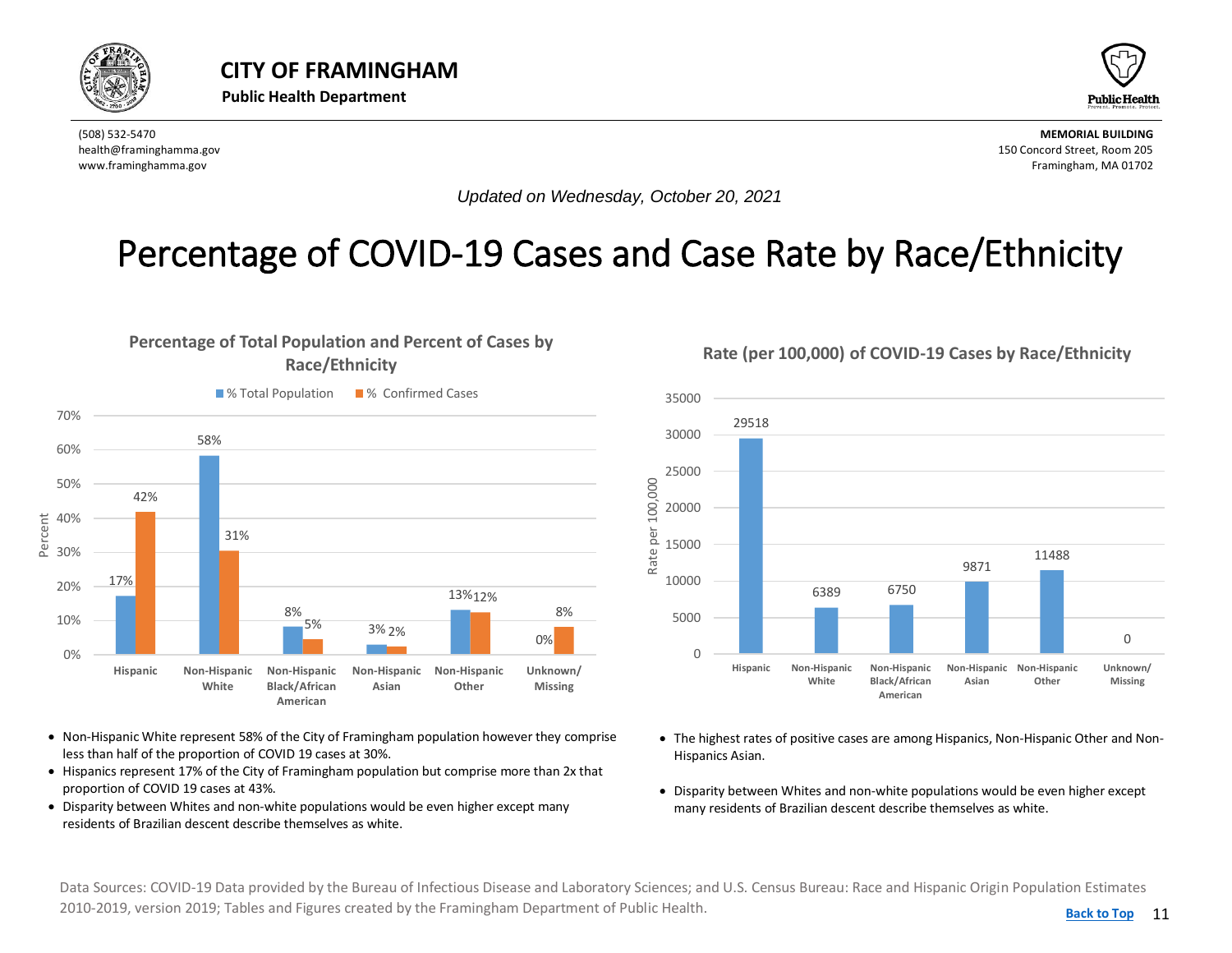# CITY OF FRAMINGHAM

**Public Health Department**

(508) 532-5470
health@framinghamma.gov
www.framinghamma.gov

**MEMORIAL BUILDING**
150 Concord Street, Room 205
Framingham, MA 01702

*Updated on Wednesday, October 20, 2021*

# Percentage of COVID-19 Cases and Case Rate by Race/Ethnicity

## Percentage of Total Population and Percent of Cases by Race/Ethnicity

| Race/Ethnicity | % Total Population | % Confirmed Cases |
|---|---|---|
| Hispanic | 17% | 42% |
| Non-Hispanic White | 58% | 31% |
| Non-Hispanic Black/African American | 8% | 5% |
| Non-Hispanic Asian | 3% | 2% |
| Non-Hispanic Other | 13% | 12% |
| Unknown/ Missing | 0% | 8% |

- Non-Hispanic White represent 58% of the City of Framingham population however they comprise less than half of the proportion of COVID 19 cases at 30%.
- Hispanics represent 17% of the City of Framingham population but comprise more than 2x that proportion of COVID 19 cases at 43%.
- Disparity between Whites and non-white populations would be even higher except many residents of Brazilian descent describe themselves as white.

## Rate (per 100,000) of COVID-19 Cases by Race/Ethnicity

| Race/Ethnicity | Rate per 100,000 |
|---|---|
| Hispanic | 29518 |
| Non-Hispanic White | 6389 |
| Non-Hispanic Black/African American | 6750 |
| Non-Hispanic Asian | 9871 |
| Non-Hispanic Other | 11488 |
| Unknown/ Missing | 0 |

- The highest rates of positive cases are among Hispanics, Non-Hispanic Other and Non-Hispanics Asian.
- Disparity between Whites and non-white populations would be even higher except many residents of Brazilian descent describe themselves as white.

Data Sources: COVID-19 Data provided by the Bureau of Infectious Disease and Laboratory Sciences; and U.S. Census Bureau: Race and Hispanic Origin Population Estimates 2010-2019, version 2019; Tables and Figures created by the Framingham Department of Public Health.

Back to Top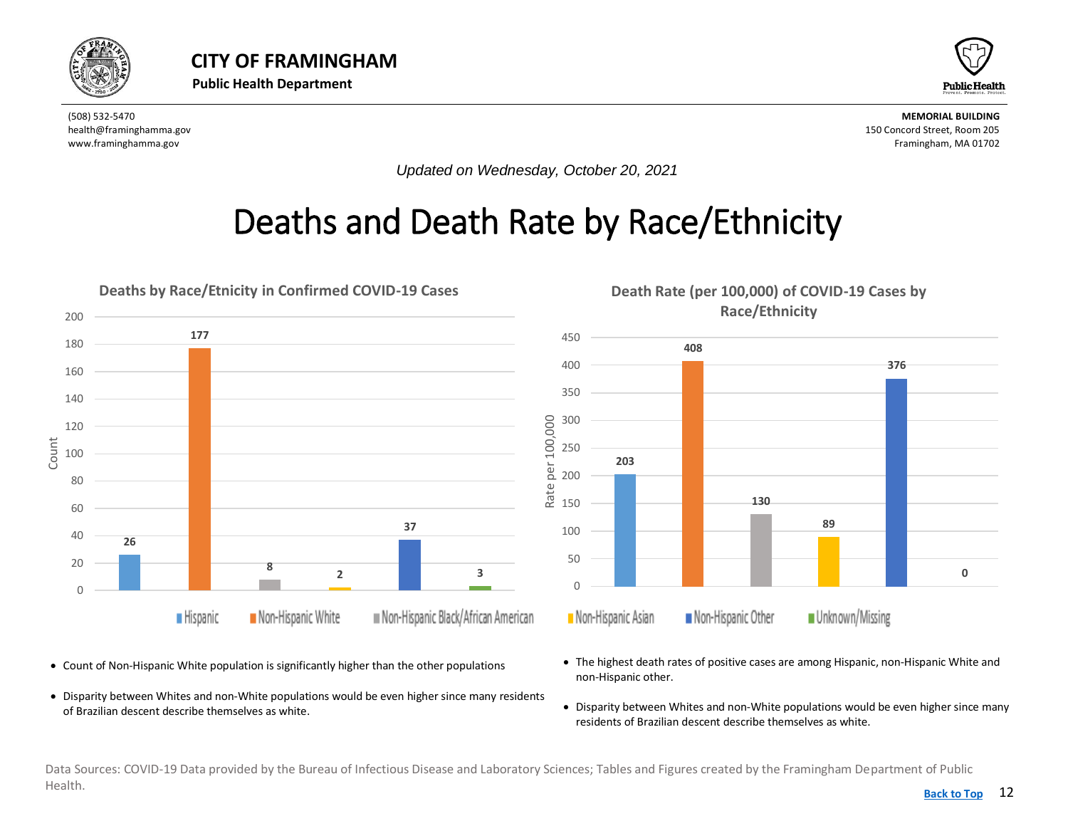# CITY OF FRAMINGHAM

**Public Health Department**

(508) 532-5470
health@framinghamma.gov
www.framinghamma.gov

**MEMORIAL BUILDING**
150 Concord Street, Room 205
Framingham, MA 01702

*Updated on Wednesday, October 20, 2021*

# Deaths and Death Rate by Race/Ethnicity

**Deaths by Race/Etnicity in Confirmed COVID-19 Cases**

| Race/Ethnicity | Count |
|---|---|
| Hispanic | 26 |
| Non-Hispanic White | 177 |
| Non-Hispanic Black/African American | 8 |
| Non-Hispanic Asian | 2 |
| Non-Hispanic Other | 37 |
| Unknown/Missing | 3 |

**Death Rate (per 100,000) of COVID-19 Cases by Race/Ethnicity**

| Race/Ethnicity | Rate per 100,000 |
|---|---|
| Hispanic | 203 |
| Non-Hispanic White | 408 |
| Non-Hispanic Black/African American | 130 |
| Non-Hispanic Asian | 89 |
| Non-Hispanic Other | 376 |
| Unknown/Missing | 0 |

- Count of Non-Hispanic White population is significantly higher than the other populations
- Disparity between Whites and non-White populations would be even higher since many residents of Brazilian descent describe themselves as white.

- The highest death rates of positive cases are among Hispanic, non-Hispanic White and non-Hispanic other.
- Disparity between Whites and non-White populations would be even higher since many residents of Brazilian descent describe themselves as white.

Data Sources: COVID-19 Data provided by the Bureau of Infectious Disease and Laboratory Sciences; Tables and Figures created by the Framingham Department of Public Health.

Back to Top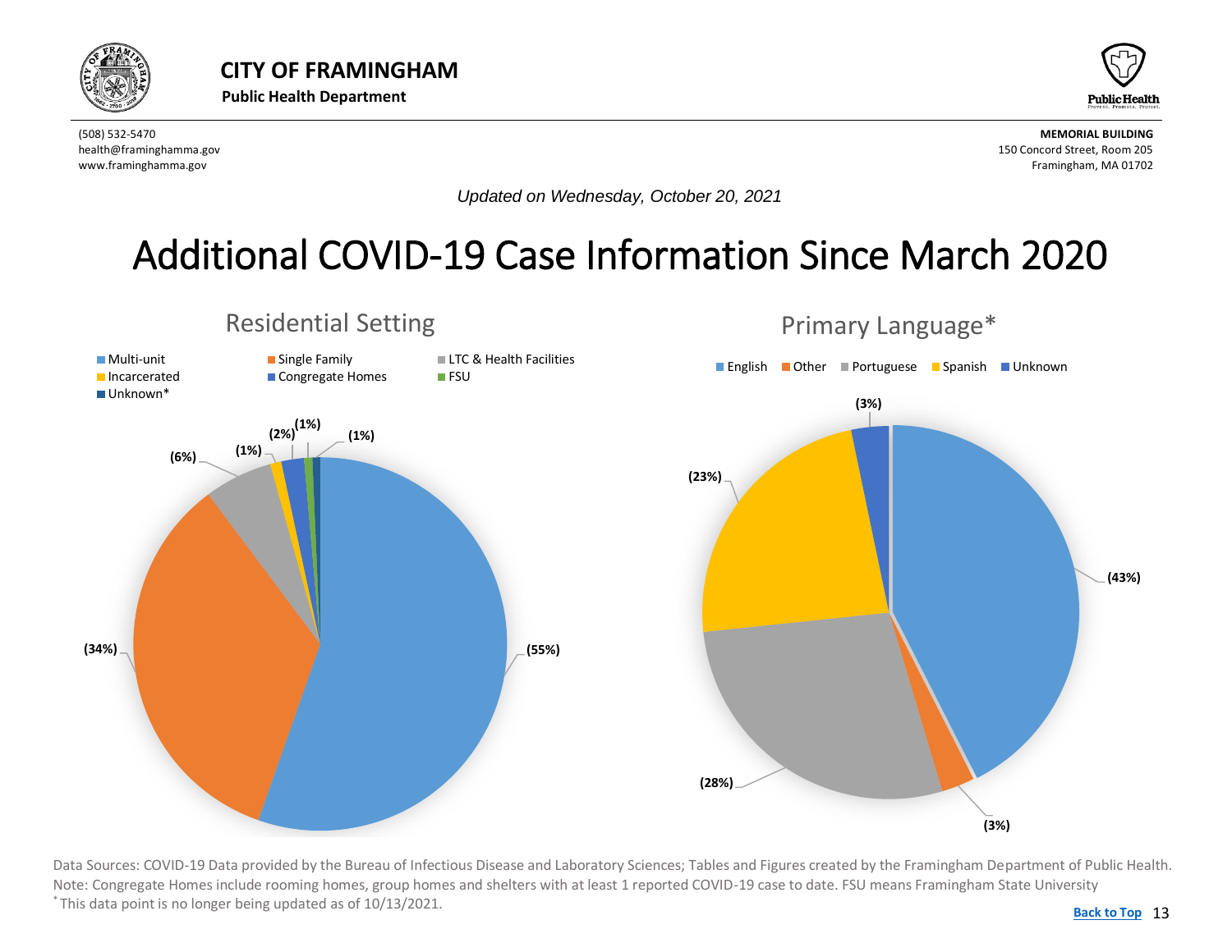# CITY OF FRAMINGHAM

**Public Health Department**

(508) 532-5470
health@framinghamma.gov
www.framinghamma.gov

**MEMORIAL BUILDING**
150 Concord Street, Room 205
Framingham, MA 01702

*Updated on Wednesday, October 20, 2021*

# Additional COVID-19 Case Information Since March 2020

## Residential Setting

Multi-unit
Single Family
LTC & Health Facilities
Incarcerated
Congregate Homes
FSU
Unknown*

(55%)
(34%)
(6%)
(1%)
(2%)
(1%)
(1%)

## Primary Language*

English
Other
Portuguese
Spanish
Unknown

(43%)
(3%)
(28%)
(23%)
(3%)

Data Sources: COVID-19 Data provided by the Bureau of Infectious Disease and Laboratory Sciences; Tables and Figures created by the Framingham Department of Public Health.
Note: Congregate Homes include rooming homes, group homes and shelters with at least 1 reported COVID-19 case to date. FSU means Framingham State University
*This data point is no longer being updated as of 10/13/2021.

Back to Top